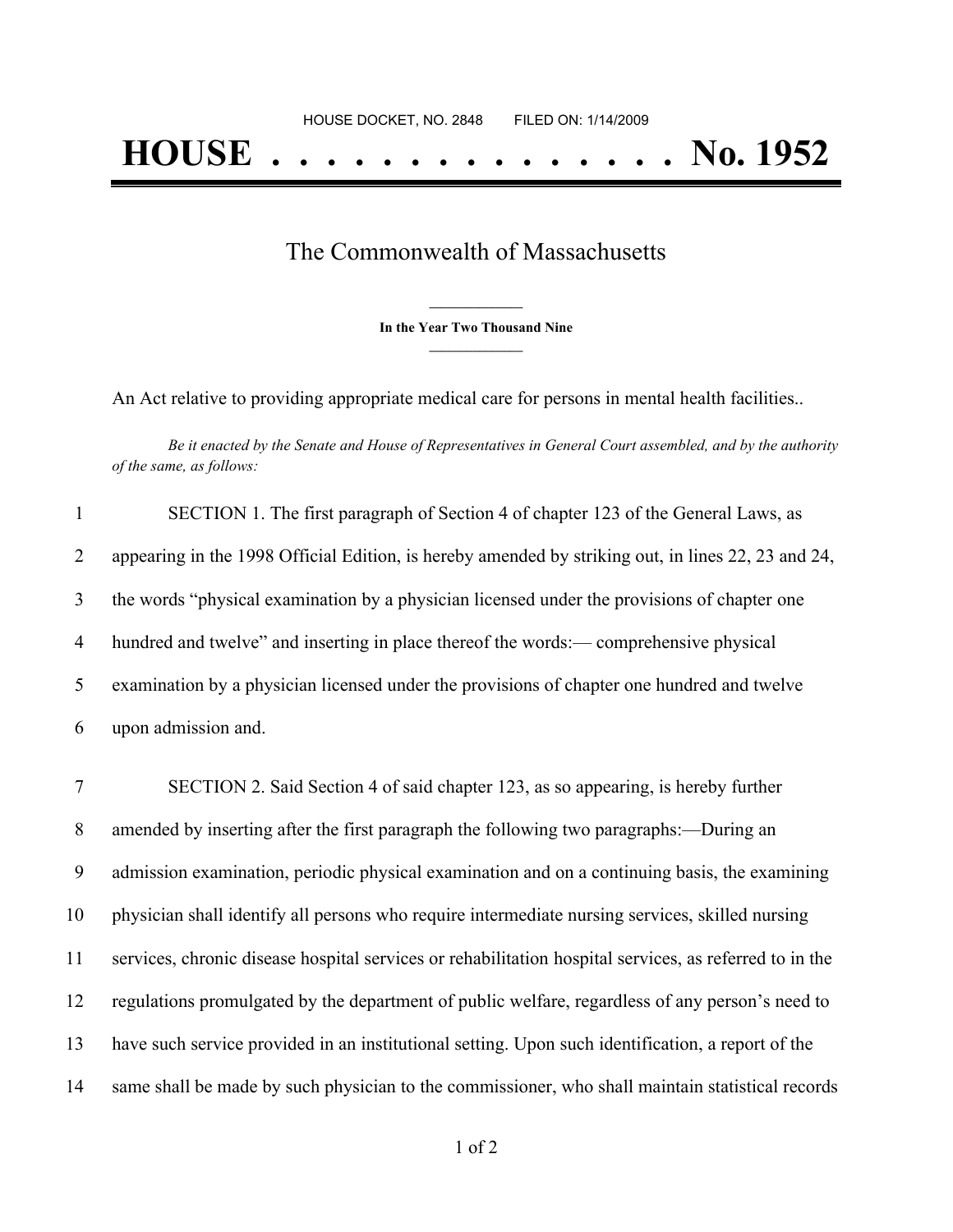HOUSE DOCKET, NO. 2848 FILED ON: 1/14/2009

# HOUSE . . . . . . . . . . . . . . . No. 1952

## The Commonwealth of Massachusetts

**In the Year Two Thousand Nine**

An Act relative to providing appropriate medical care for persons in mental health facilities..

*Be it enacted by the Senate and House of Representatives in General Court assembled, and by the authority of the same, as follows:*

SECTION 1. The first paragraph of Section 4 of chapter 123 of the General Laws, as appearing in the 1998 Official Edition, is hereby amended by striking out, in lines 22, 23 and 24, the words "physical examination by a physician licensed under the provisions of chapter one hundred and twelve" and inserting in place thereof the words:— comprehensive physical examination by a physician licensed under the provisions of chapter one hundred and twelve upon admission and.

SECTION 2. Said Section 4 of said chapter 123, as so appearing, is hereby further amended by inserting after the first paragraph the following two paragraphs:—During an admission examination, periodic physical examination and on a continuing basis, the examining physician shall identify all persons who require intermediate nursing services, skilled nursing services, chronic disease hospital services or rehabilitation hospital services, as referred to in the regulations promulgated by the department of public welfare, regardless of any person's need to have such service provided in an institutional setting. Upon such identification, a report of the same shall be made by such physician to the commissioner, who shall maintain statistical records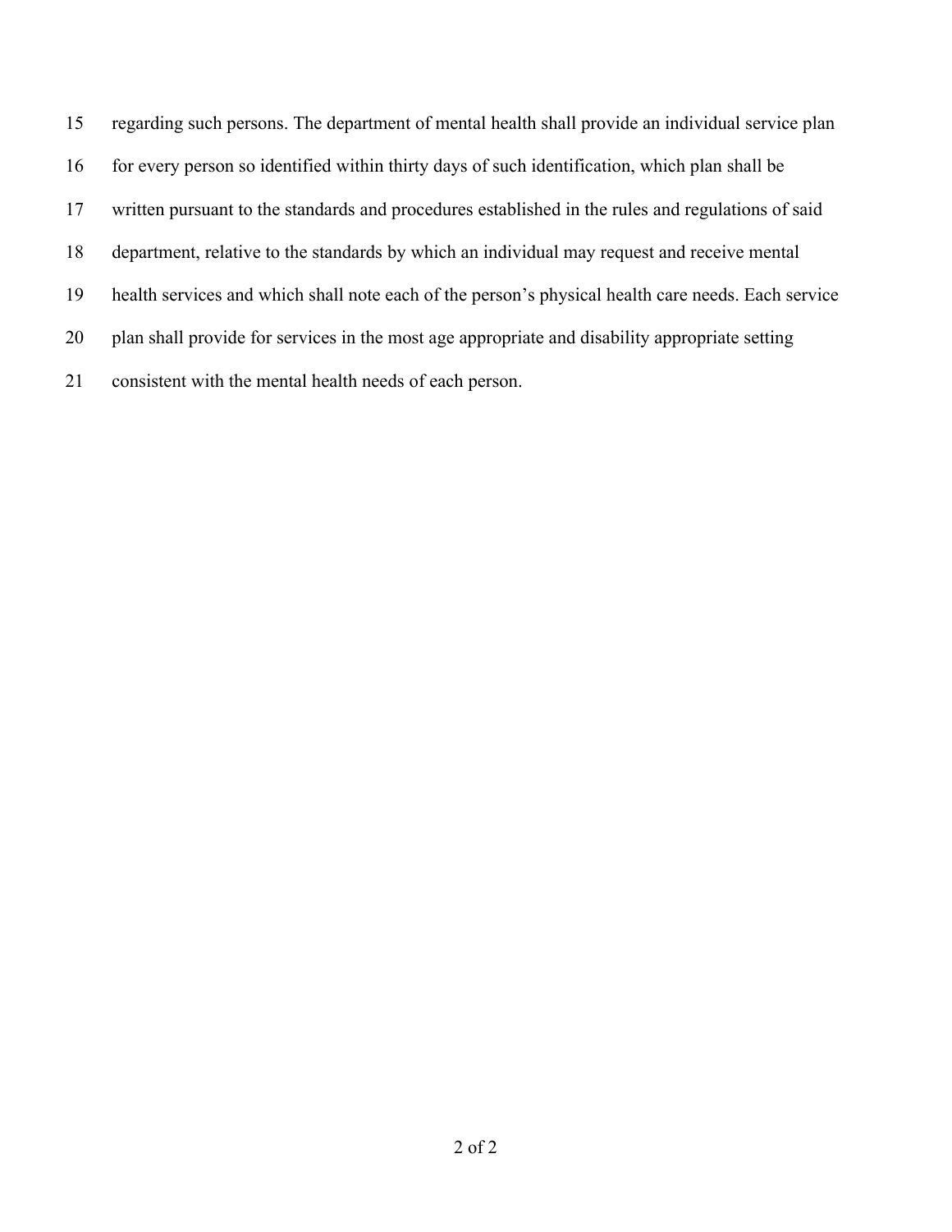regarding such persons. The department of mental health shall provide an individual service plan for every person so identified within thirty days of such identification, which plan shall be written pursuant to the standards and procedures established in the rules and regulations of said department, relative to the standards by which an individual may request and receive mental health services and which shall note each of the person's physical health care needs. Each service plan shall provide for services in the most age appropriate and disability appropriate setting consistent with the mental health needs of each person.